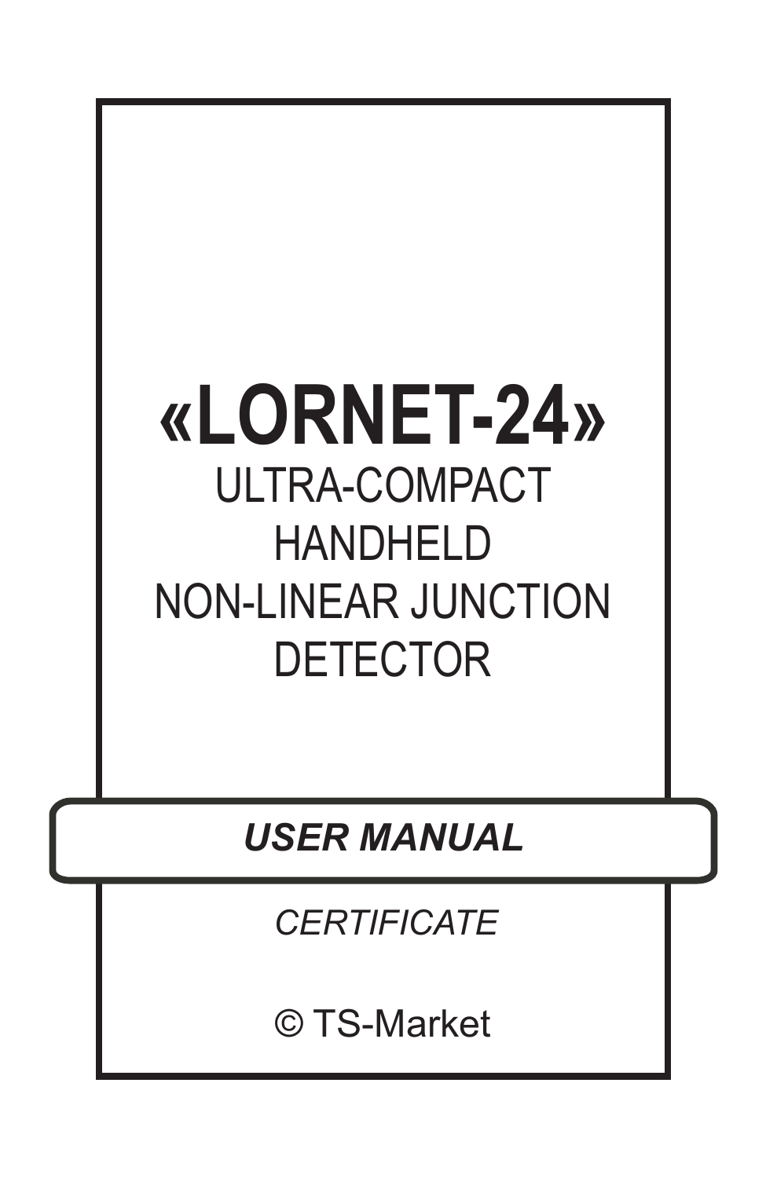# «LORNET-24»

ULTRA-COMPACT
HANDHELD
NON-LINEAR JUNCTION
DETECTOR

***USER MANUAL***

*CERTIFICATE*

© TS-Market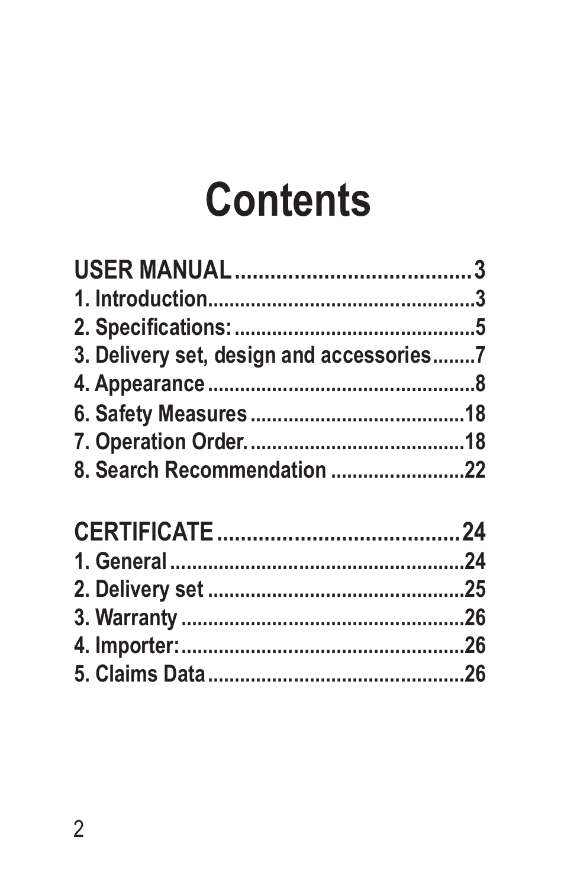# Contents

**USER MANUAL.......................................3**
**1. Introduction................................................3**
**2. Specifications:............................................5**
**3. Delivery set, design and accessories........7**
**4. Appearance ..................................................8**
**6. Safety Measures ........................................18**
**7. Operation Order.........................................18**
**8. Search Recommendation .........................22**

**CERTIFICATE ........................................24**
**1. General ......................................................24**
**2. Delivery set ...............................................25**
**3. Warranty ....................................................26**
**4. Importer:....................................................26**
**5. Claims Data ...............................................26**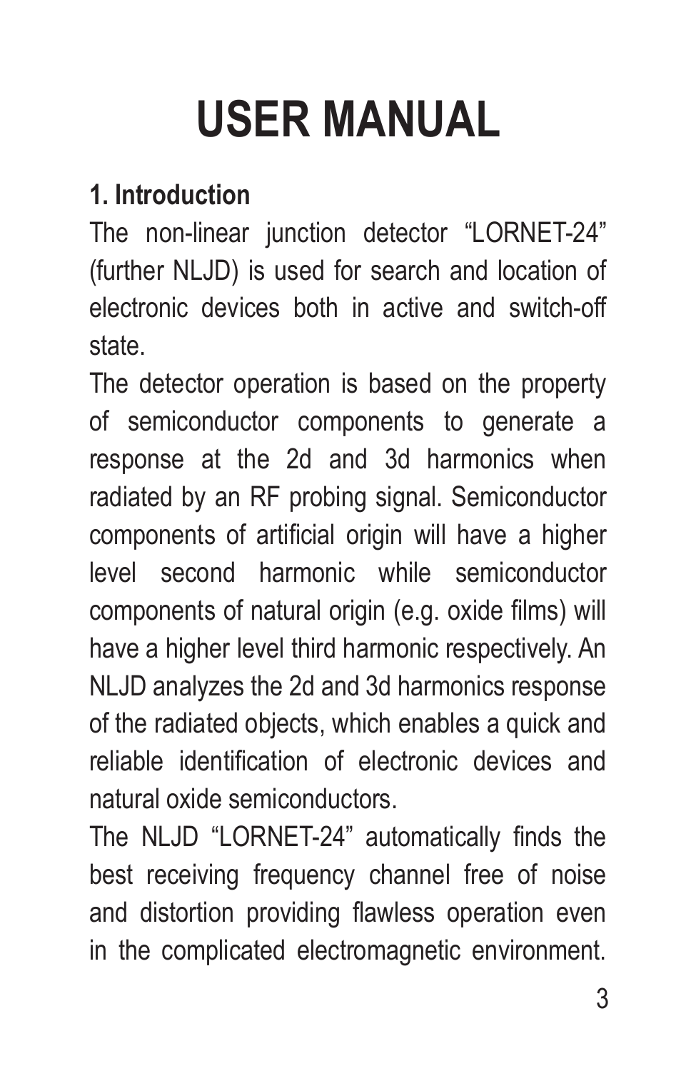# USER MANUAL

## 1. Introduction

The non-linear junction detector “LORNET-24” (further NLJD) is used for search and location of electronic devices both in active and switch-off state.

The detector operation is based on the property of semiconductor components to generate a response at the 2d and 3d harmonics when radiated by an RF probing signal. Semiconductor components of artificial origin will have a higher level second harmonic while semiconductor components of natural origin (e.g. oxide films) will have a higher level third harmonic respectively. An NLJD analyzes the 2d and 3d harmonics response of the radiated objects, which enables a quick and reliable identification of electronic devices and natural oxide semiconductors.

The NLJD “LORNET-24” automatically finds the best receiving frequency channel free of noise and distortion providing flawless operation even in the complicated electromagnetic environment.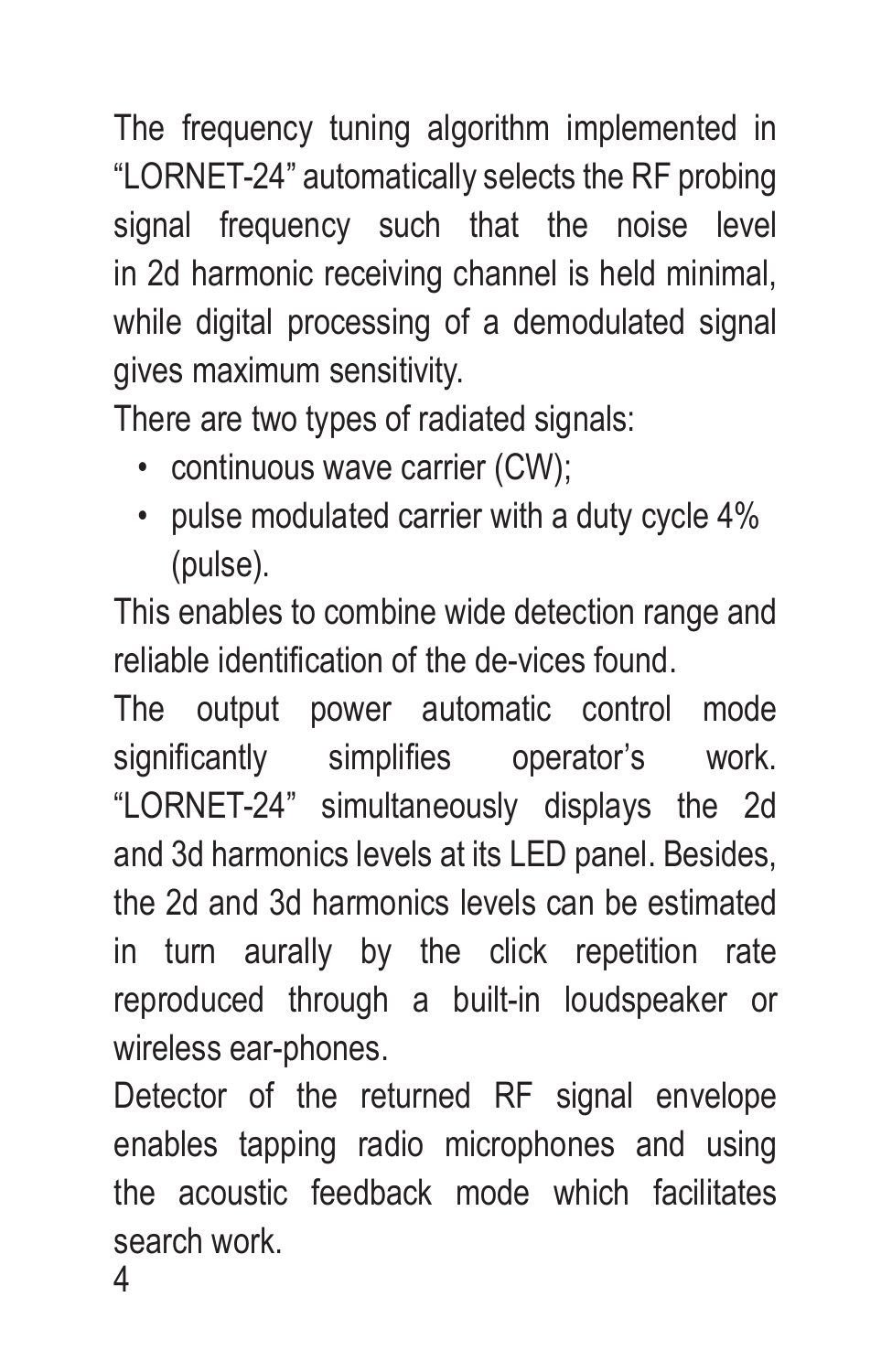The frequency tuning algorithm implemented in "LORNET-24" automatically selects the RF probing signal frequency such that the noise level in 2d harmonic receiving channel is held minimal, while digital processing of a demodulated signal gives maximum sensitivity.

There are two types of radiated signals:

- continuous wave carrier (CW);
- pulse modulated carrier with a duty cycle 4% (pulse).

This enables to combine wide detection range and reliable identification of the de-vices found.

The output power automatic control mode significantly simplifies operator's work. "LORNET-24" simultaneously displays the 2d and 3d harmonics levels at its LED panel. Besides, the 2d and 3d harmonics levels can be estimated in turn aurally by the click repetition rate reproduced through a built-in loudspeaker or wireless ear-phones.

Detector of the returned RF signal envelope enables tapping radio microphones and using the acoustic feedback mode which facilitates search work.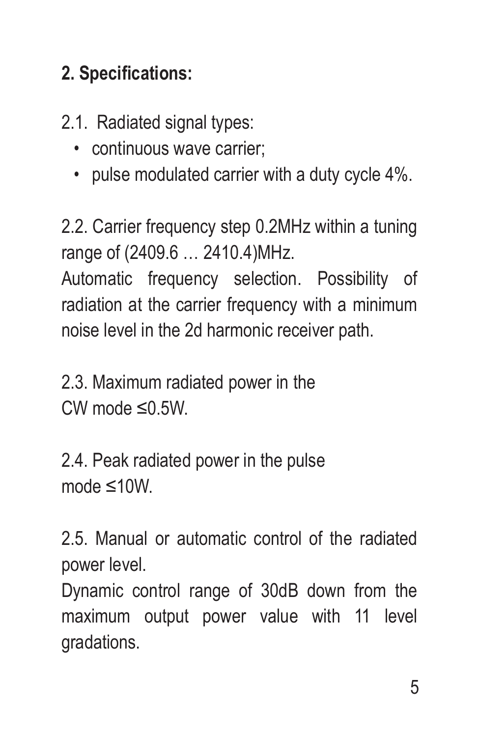## 2. Specifications:

2.1. Radiated signal types:

- continuous wave carrier;
- pulse modulated carrier with a duty cycle 4%.

2.2. Carrier frequency step 0.2MHz within a tuning range of (2409.6 … 2410.4)MHz.
Automatic frequency selection. Possibility of radiation at the carrier frequency with a minimum noise level in the 2d harmonic receiver path.

2.3. Maximum radiated power in the CW mode ≤0.5W.

2.4. Peak radiated power in the pulse mode ≤10W.

2.5. Manual or automatic control of the radiated power level.
Dynamic control range of 30dB down from the maximum output power value with 11 level gradations.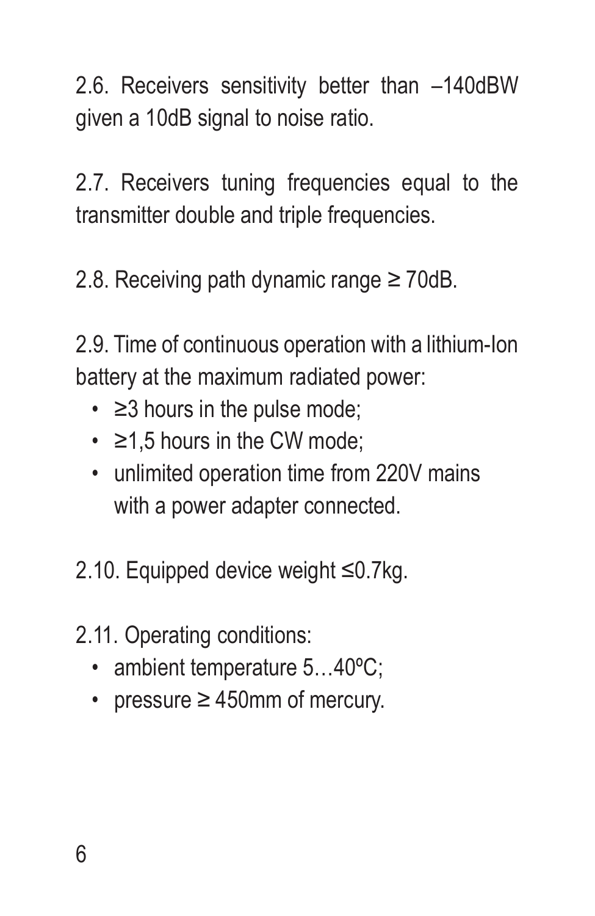2.6. Receivers sensitivity better than –140dBW given a 10dB signal to noise ratio.

2.7. Receivers tuning frequencies equal to the transmitter double and triple frequencies.

2.8. Receiving path dynamic range ≥ 70dB.

2.9. Time of continuous operation with a lithium-Ion battery at the maximum radiated power:

- ≥3 hours in the pulse mode;
- ≥1,5 hours in the CW mode;
- unlimited operation time from 220V mains with a power adapter connected.

2.10. Equipped device weight ≤0.7kg.

2.11. Operating conditions:

- ambient temperature 5…40ºC;
- pressure ≥ 450mm of mercury.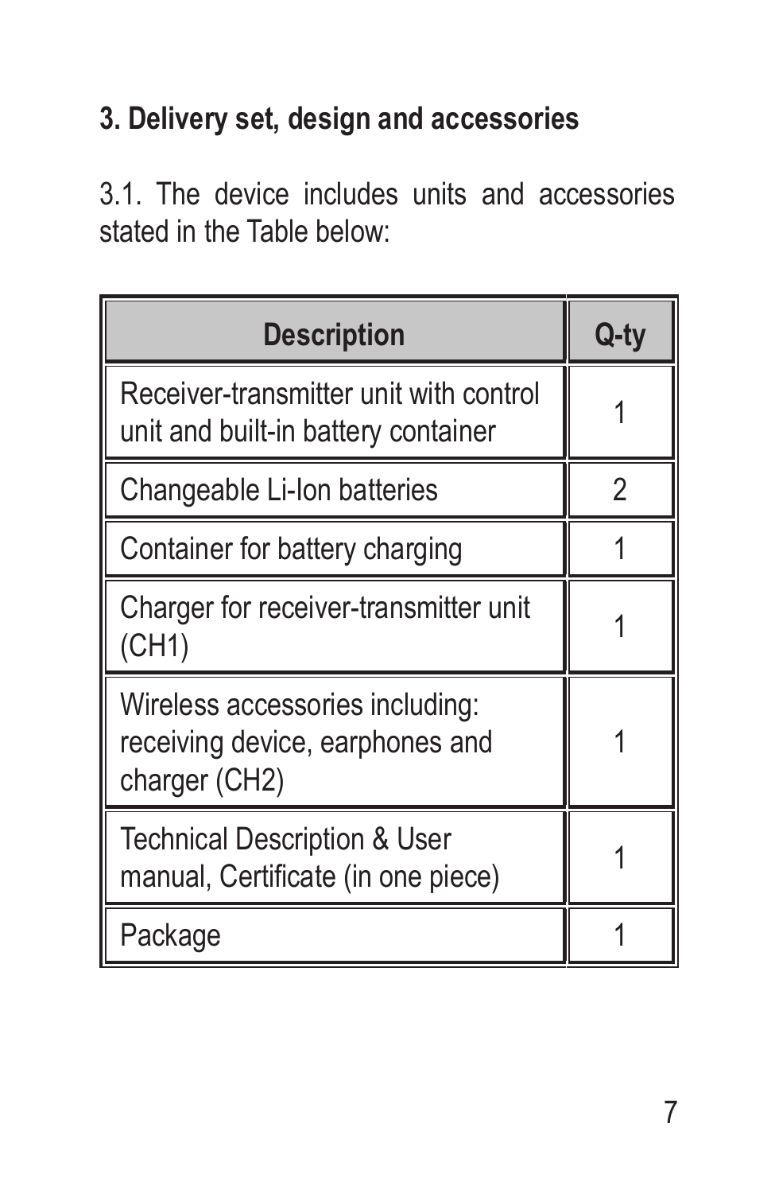## 3. Delivery set, design and accessories

3.1. The device includes units and accessories stated in the Table below:

| Description | Q-ty |
|---|---|
| Receiver-transmitter unit with control unit and built-in battery container | 1 |
| Changeable Li-Ion batteries | 2 |
| Container for battery charging | 1 |
| Charger for receiver-transmitter unit (CH1) | 1 |
| Wireless accessories including: receiving device, earphones and charger (CH2) | 1 |
| Technical Description & User manual, Certificate (in one piece) | 1 |
| Package | 1 |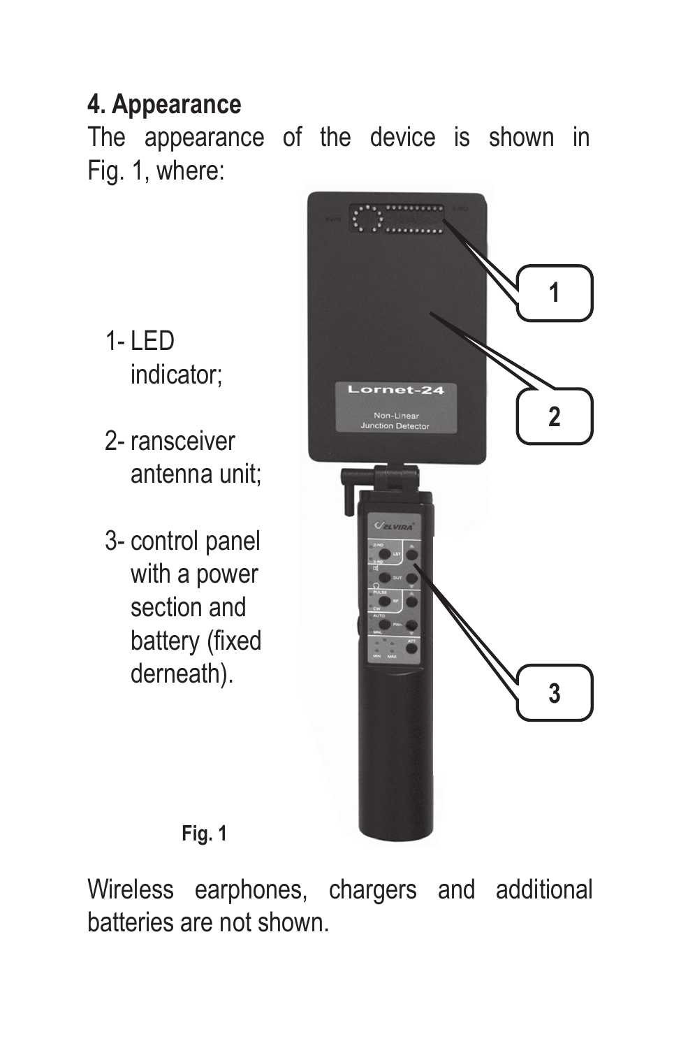## 4. Appearance

The appearance of the device is shown in Fig. 1, where:

1- LED indicator;

2- ransceiver antenna unit;

3- control panel with a power section and battery (fixed derneath).

Fig. 1

Wireless earphones, chargers and additional batteries are not shown.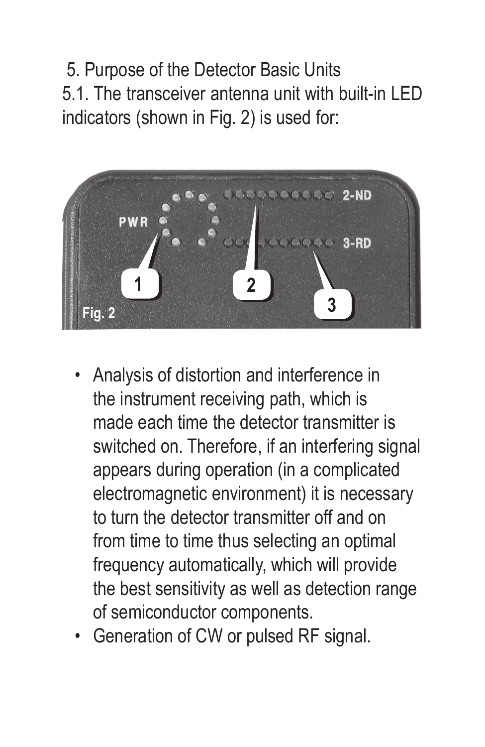5. Purpose of the Detector Basic Units

5.1. The transceiver antenna unit with built-in LED indicators (shown in Fig. 2) is used for:

- Analysis of distortion and interference in the instrument receiving path, which is made each time the detector transmitter is switched on. Therefore, if an interfering signal appears during operation (in a complicated electromagnetic environment) it is necessary to turn the detector transmitter off and on from time to time thus selecting an optimal frequency automatically, which will provide the best sensitivity as well as detection range of semiconductor components.
- Generation of CW or pulsed RF signal.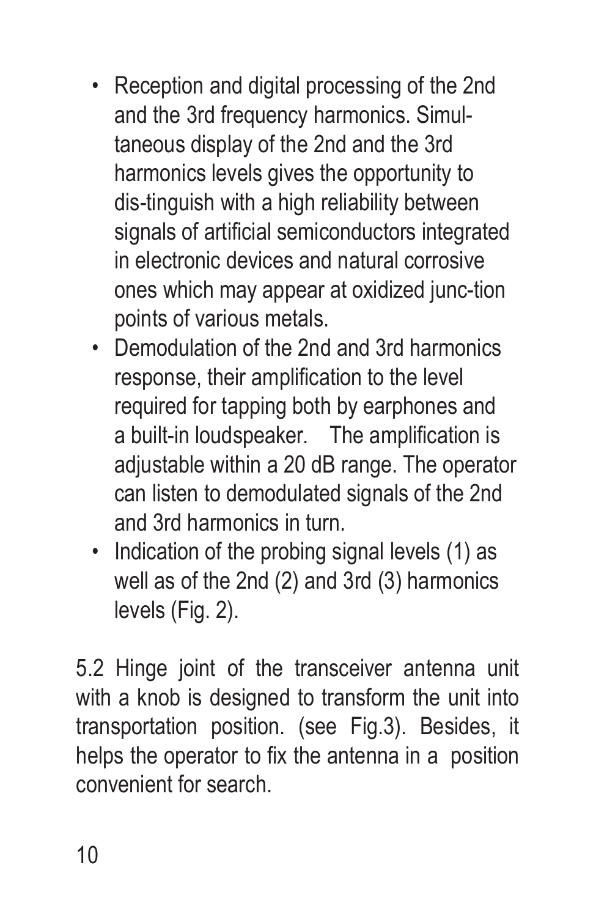- Reception and digital processing of the 2nd and the 3rd frequency harmonics. Simultaneous display of the 2nd and the 3rd harmonics levels gives the opportunity to dis-tinguish with a high reliability between signals of artificial semiconductors integrated in electronic devices and natural corrosive ones which may appear at oxidized junc-tion points of various metals.
- Demodulation of the 2nd and 3rd harmonics response, their amplification to the level required for tapping both by earphones and a built-in loudspeaker. The amplification is adjustable within a 20 dB range. The operator can listen to demodulated signals of the 2nd and 3rd harmonics in turn.
- Indication of the probing signal levels (1) as well as of the 2nd (2) and 3rd (3) harmonics levels (Fig. 2).

5.2 Hinge joint of the transceiver antenna unit with a knob is designed to transform the unit into transportation position. (see Fig.3). Besides, it helps the operator to fix the antenna in a position convenient for search.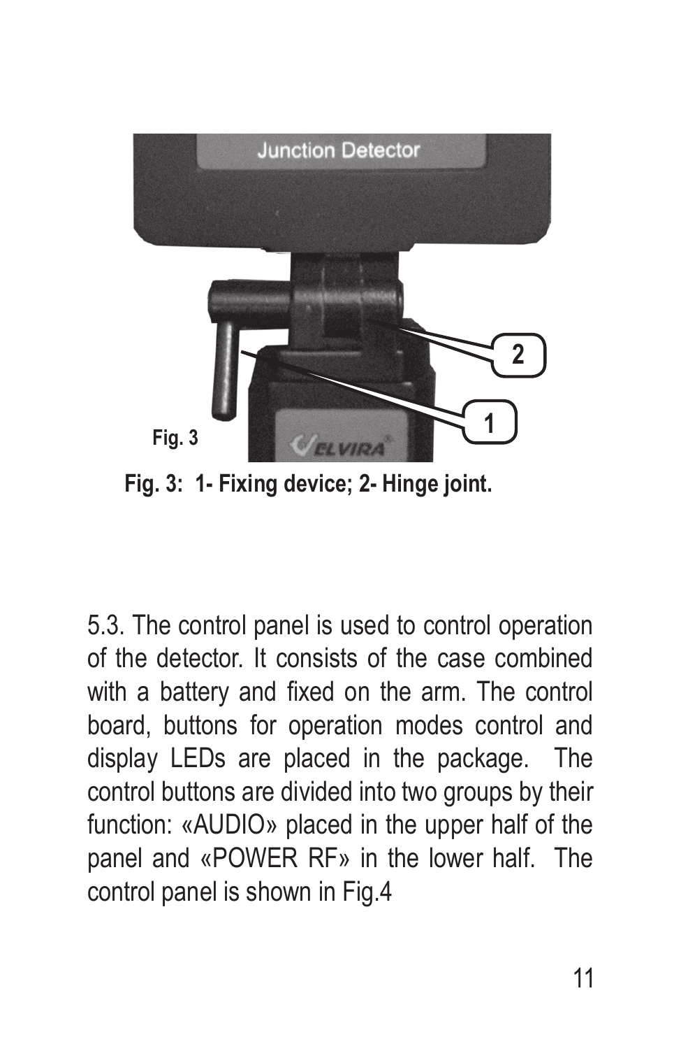Fig. 3: 1- Fixing device; 2- Hinge joint.

5.3. The control panel is used to control operation of the detector. It consists of the case combined with a battery and fixed on the arm. The control board, buttons for operation modes control and display LEDs are placed in the package. The control buttons are divided into two groups by their function: «AUDIO» placed in the upper half of the panel and «POWER RF» in the lower half. The control panel is shown in Fig.4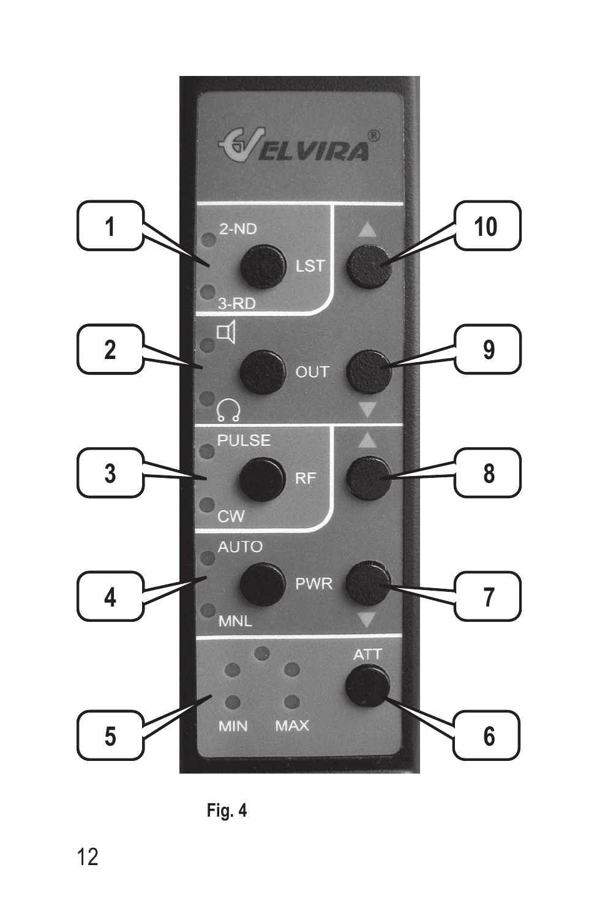Fig. 4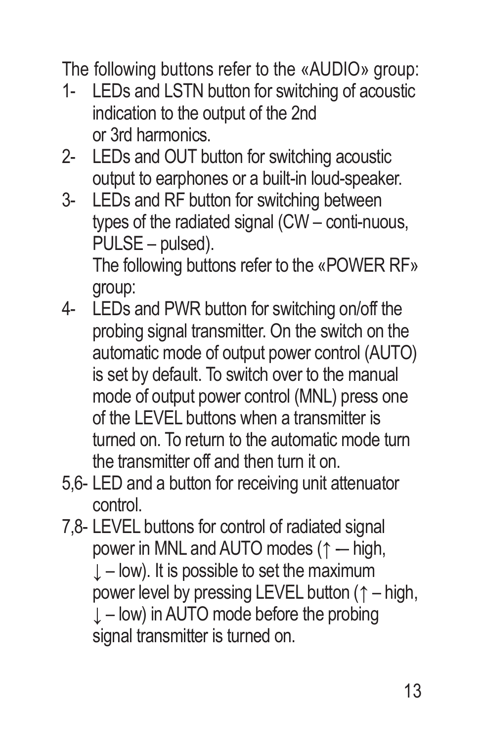The following buttons refer to the «AUDIO» group:

1- LEDs and LSTN button for switching of acoustic indication to the output of the 2nd or 3rd harmonics.
2- LEDs and OUT button for switching acoustic output to earphones or a built-in loud-speaker.
3- LEDs and RF button for switching between types of the radiated signal (CW – conti-nuous, PULSE – pulsed).

   The following buttons refer to the «POWER RF» group:

4- LEDs and PWR button for switching on/off the probing signal transmitter. On the switch on the automatic mode of output power control (AUTO) is set by default. To switch over to the manual mode of output power control (MNL) press one of the LEVEL buttons when a transmitter is turned on. To return to the automatic mode turn the transmitter off and then turn it on.

5,6- LED and a button for receiving unit attenuator control.

7,8- LEVEL buttons for control of radiated signal power in MNL and AUTO modes (↑ — high, ↓ – low). It is possible to set the maximum power level by pressing LEVEL button (↑ – high, ↓ – low) in AUTO mode before the probing signal transmitter is turned on.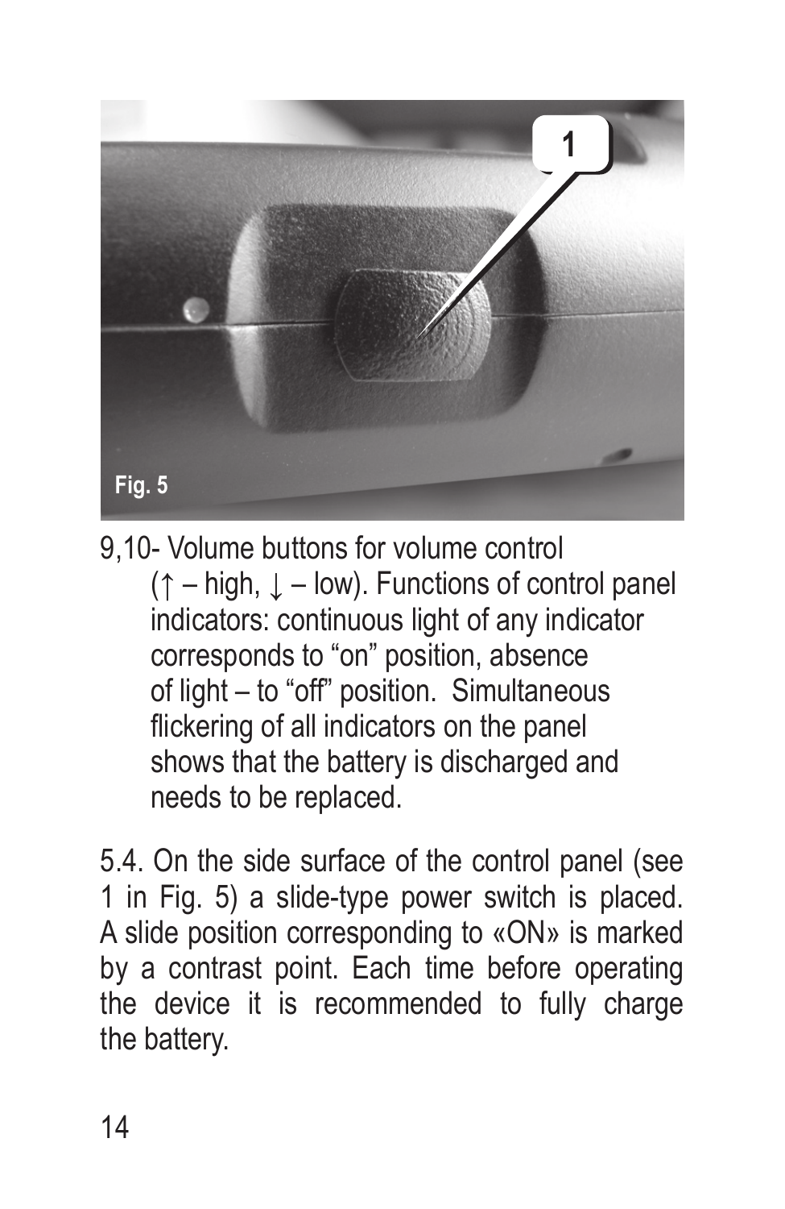Fig. 5

9,10- Volume buttons for volume control (↑ – high, ↓ – low). Functions of control panel indicators: continuous light of any indicator corresponds to "on" position, absence of light – to "off" position. Simultaneous flickering of all indicators on the panel shows that the battery is discharged and needs to be replaced.

5.4. On the side surface of the control panel (see 1 in Fig. 5) a slide-type power switch is placed. A slide position corresponding to «ON» is marked by a contrast point. Each time before operating the device it is recommended to fully charge the battery.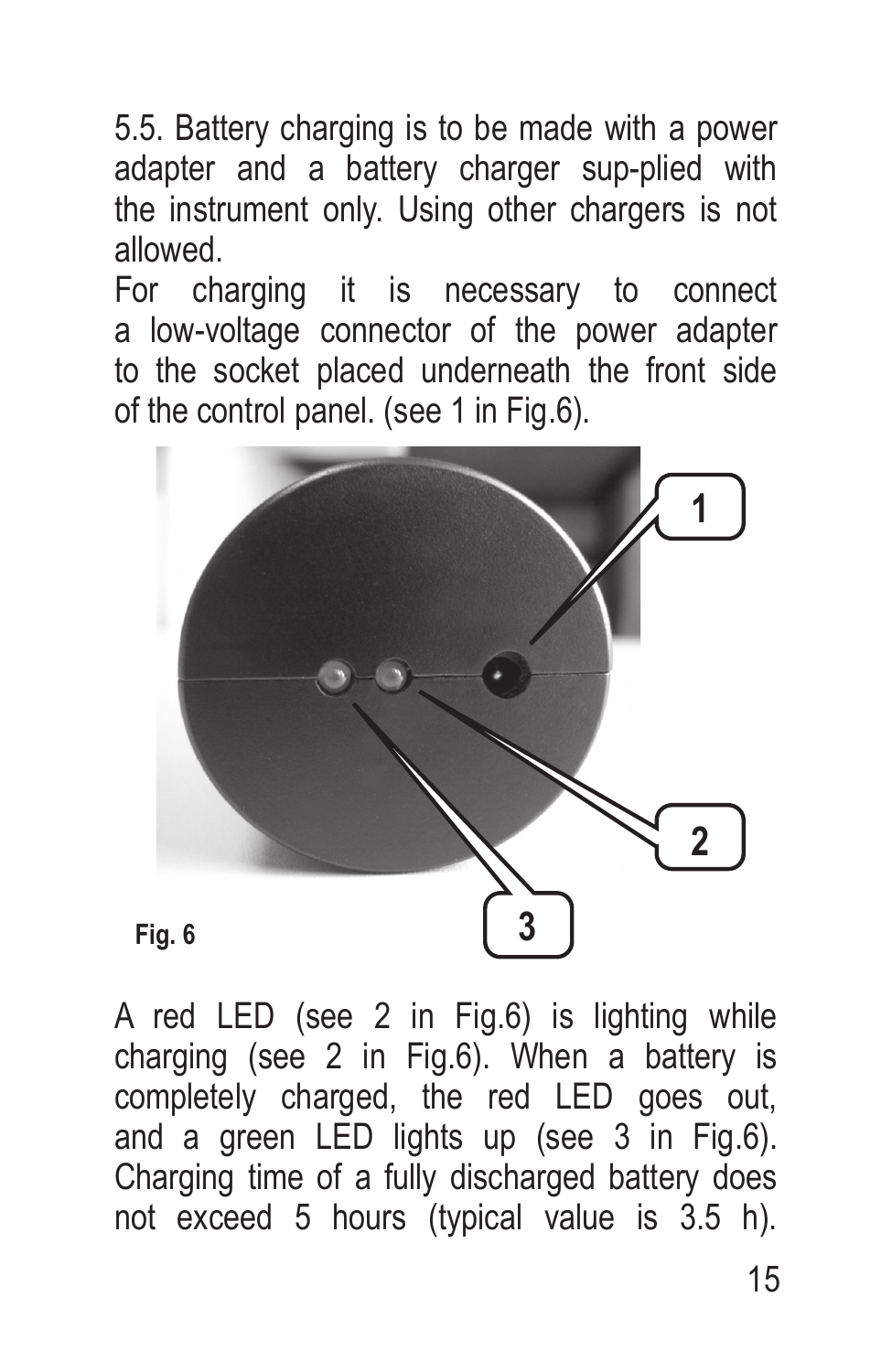5.5. Battery charging is to be made with a power adapter and a battery charger sup-plied with the instrument only. Using other chargers is not allowed.

For charging it is necessary to connect a low-voltage connector of the power adapter to the socket placed underneath the front side of the control panel. (see 1 in Fig.6).

1

2

3

**Fig. 6**

A red LED (see 2 in Fig.6) is lighting while charging (see 2 in Fig.6). When a battery is completely charged, the red LED goes out, and a green LED lights up (see 3 in Fig.6). Charging time of a fully discharged battery does not exceed 5 hours (typical value is 3.5 h).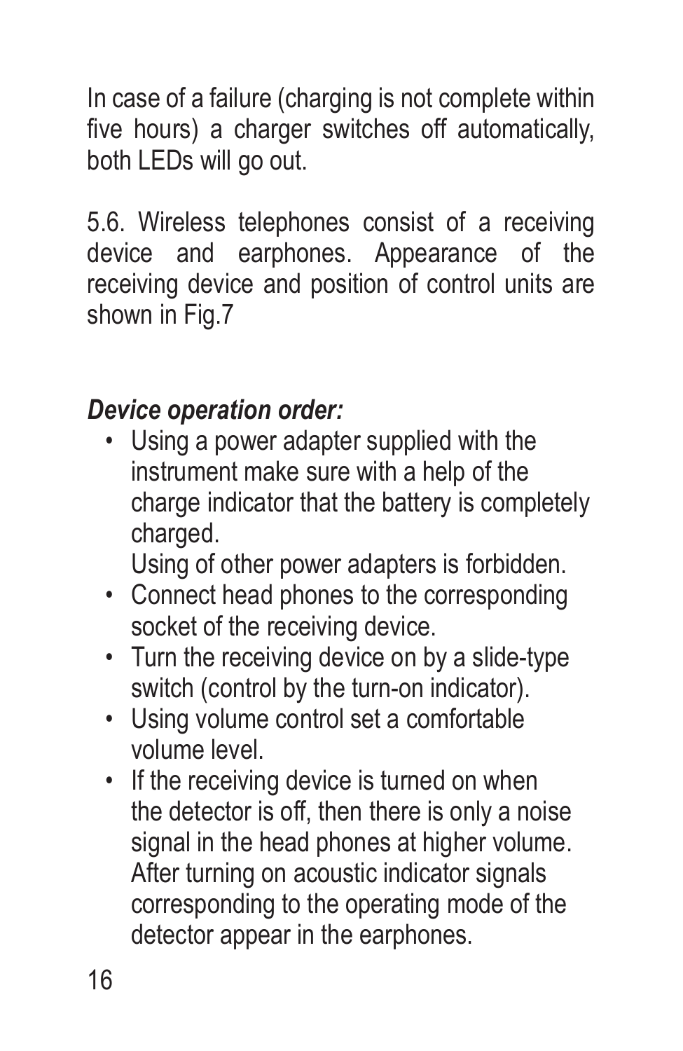In case of a failure (charging is not complete within five hours) a charger switches off automatically, both LEDs will go out.

5.6. Wireless telephones consist of a receiving device and earphones. Appearance of the receiving device and position of control units are shown in Fig.7

***Device operation order:***

- Using a power adapter supplied with the instrument make sure with a help of the charge indicator that the battery is completely charged.
  Using of other power adapters is forbidden.
- Connect head phones to the corresponding socket of the receiving device.
- Turn the receiving device on by a slide-type switch (control by the turn-on indicator).
- Using volume control set a comfortable volume level.
- If the receiving device is turned on when the detector is off, then there is only a noise signal in the head phones at higher volume. After turning on acoustic indicator signals corresponding to the operating mode of the detector appear in the earphones.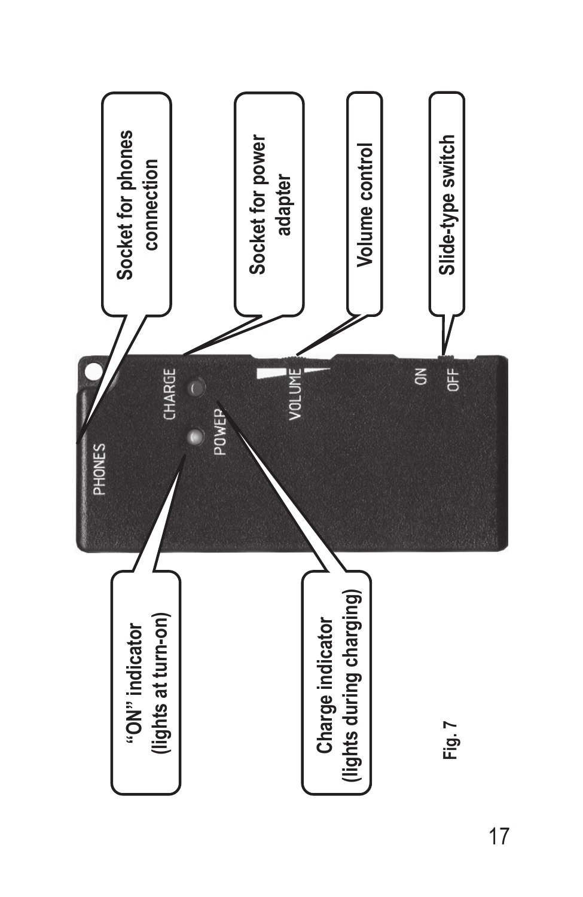Socket for phones connection

Socket for power adapter

Volume control

Slide-type switch

"ON" indicator (lights at turn-on)

Charge indicator (lights during charging)

PHONES

CHARGE

POWER

VOLUME

ON

OFF

Fig. 7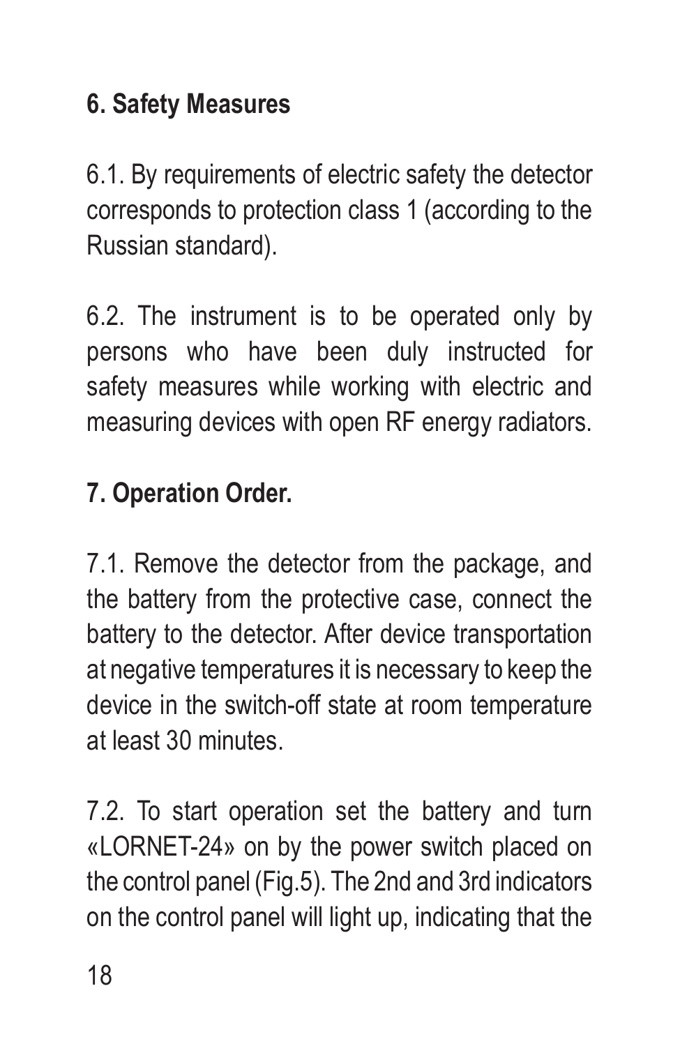## 6. Safety Measures

6.1. By requirements of electric safety the detector corresponds to protection class 1 (according to the Russian standard).

6.2. The instrument is to be operated only by persons who have been duly instructed for safety measures while working with electric and measuring devices with open RF energy radiators.

## 7. Operation Order.

7.1. Remove the detector from the package, and the battery from the protective case, connect the battery to the detector. After device transportation at negative temperatures it is necessary to keep the device in the switch-off state at room temperature at least 30 minutes.

7.2. To start operation set the battery and turn «LORNET-24» on by the power switch placed on the control panel (Fig.5). The 2nd and 3rd indicators on the control panel will light up, indicating that the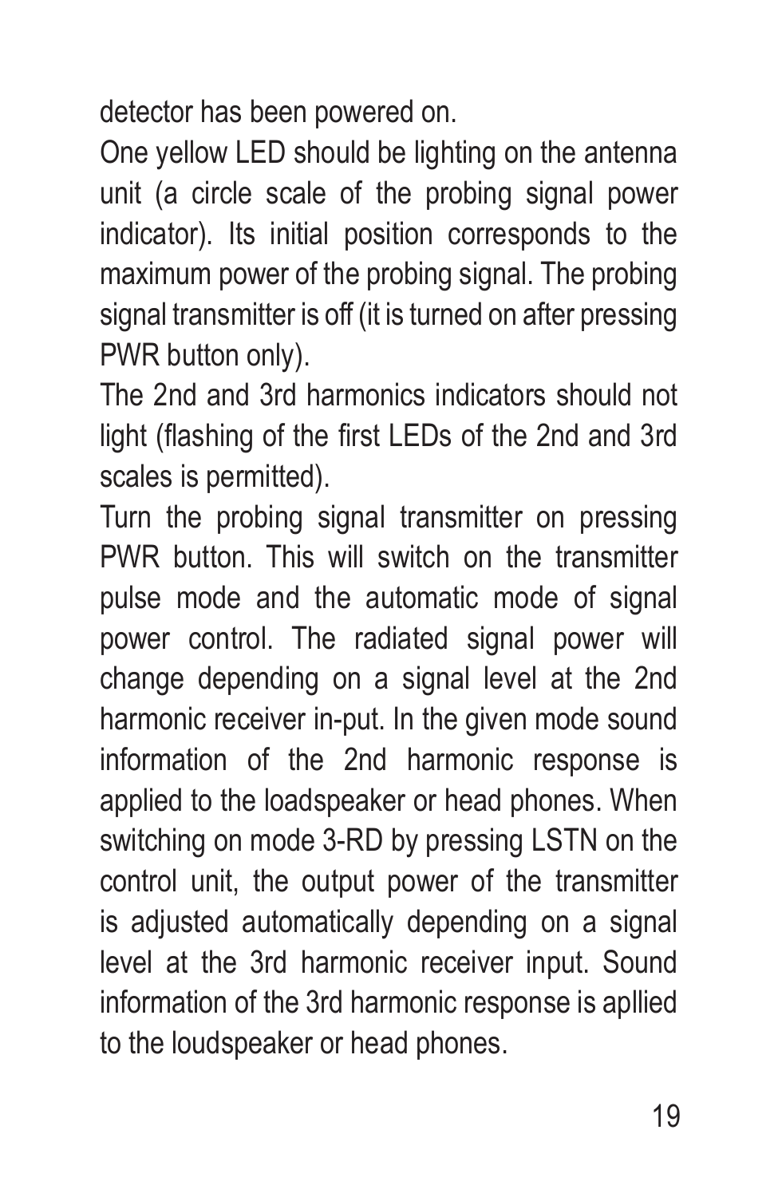detector has been powered on.

One yellow LED should be lighting on the antenna unit (a circle scale of the probing signal power indicator). Its initial position corresponds to the maximum power of the probing signal. The probing signal transmitter is off (it is turned on after pressing PWR button only).

The 2nd and 3rd harmonics indicators should not light (flashing of the first LEDs of the 2nd and 3rd scales is permitted).

Turn the probing signal transmitter on pressing PWR button. This will switch on the transmitter pulse mode and the automatic mode of signal power control. The radiated signal power will change depending on a signal level at the 2nd harmonic receiver in-put. In the given mode sound information of the 2nd harmonic response is applied to the loadspeaker or head phones. When switching on mode 3-RD by pressing LSTN on the control unit, the output power of the transmitter is adjusted automatically depending on a signal level at the 3rd harmonic receiver input. Sound information of the 3rd harmonic response is apllied to the loudspeaker or head phones.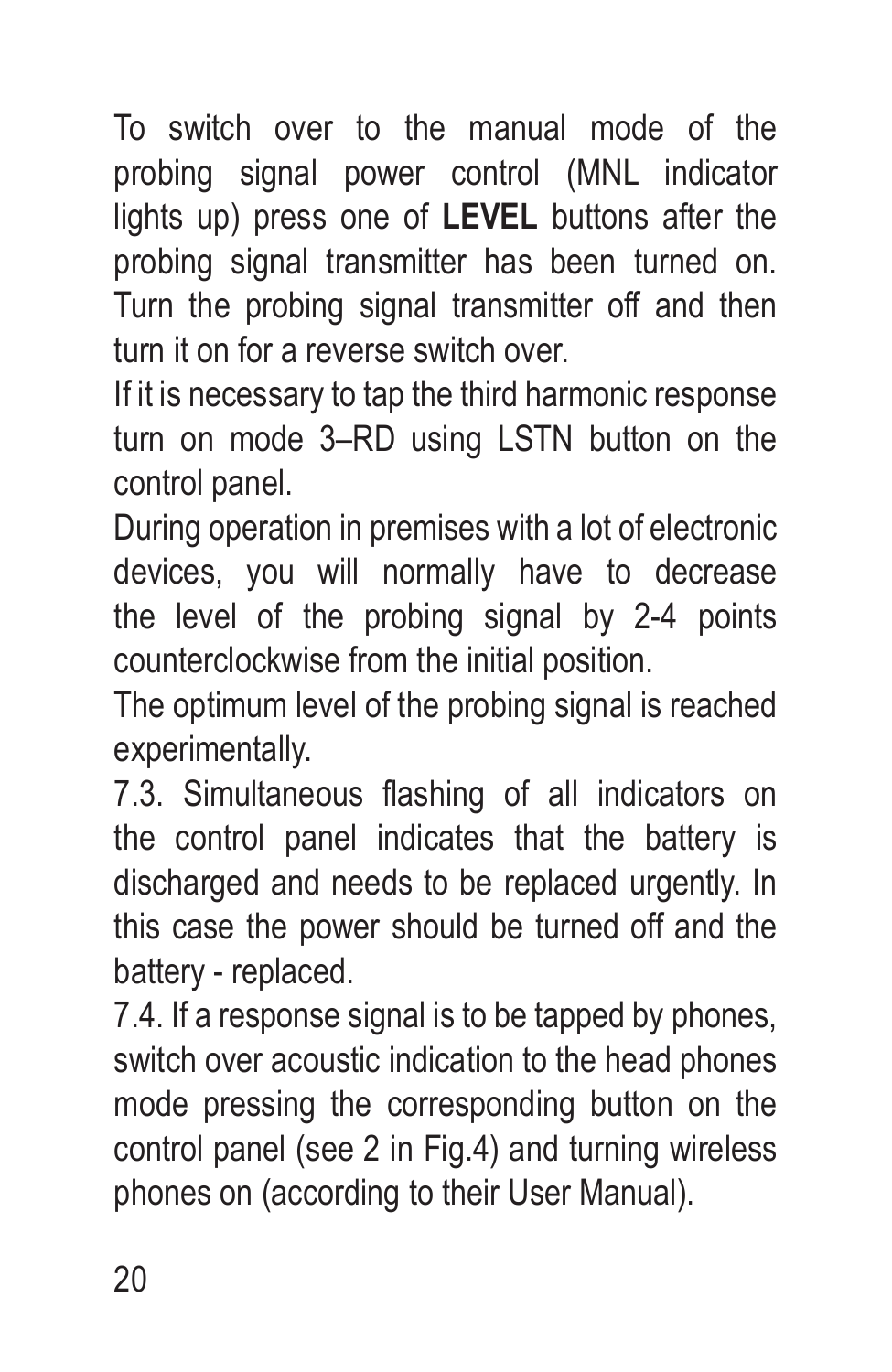To switch over to the manual mode of the probing signal power control (MNL indicator lights up) press one of **LEVEL** buttons after the probing signal transmitter has been turned on. Turn the probing signal transmitter off and then turn it on for a reverse switch over.

If it is necessary to tap the third harmonic response turn on mode 3–RD using LSTN button on the control panel.

During operation in premises with a lot of electronic devices, you will normally have to decrease the level of the probing signal by 2-4 points counterclockwise from the initial position.

The optimum level of the probing signal is reached experimentally.

7.3. Simultaneous flashing of all indicators on the control panel indicates that the battery is discharged and needs to be replaced urgently. In this case the power should be turned off and the battery - replaced.

7.4. If a response signal is to be tapped by phones, switch over acoustic indication to the head phones mode pressing the corresponding button on the control panel (see 2 in Fig.4) and turning wireless phones on (according to their User Manual).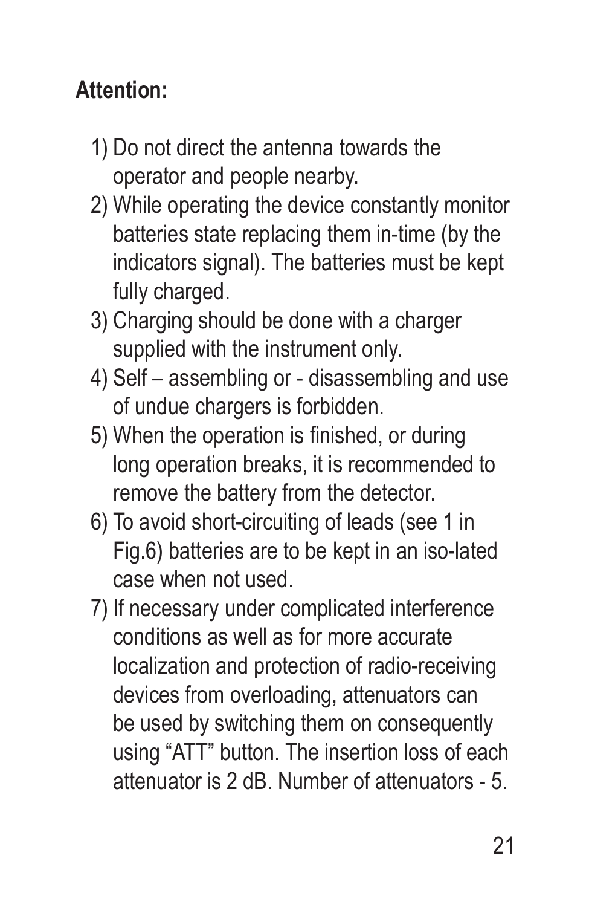**Attention:**

1) Do not direct the antenna towards the operator and people nearby.
2) While operating the device constantly monitor batteries state replacing them in-time (by the indicators signal). The batteries must be kept fully charged.
3) Charging should be done with a charger supplied with the instrument only.
4) Self – assembling or - disassembling and use of undue chargers is forbidden.
5) When the operation is finished, or during long operation breaks, it is recommended to remove the battery from the detector.
6) To avoid short-circuiting of leads (see 1 in Fig.6) batteries are to be kept in an iso-lated case when not used.
7) If necessary under complicated interference conditions as well as for more accurate localization and protection of radio-receiving devices from overloading, attenuators can be used by switching them on consequently using “ATT” button. The insertion loss of each attenuator is 2 dB. Number of attenuators - 5.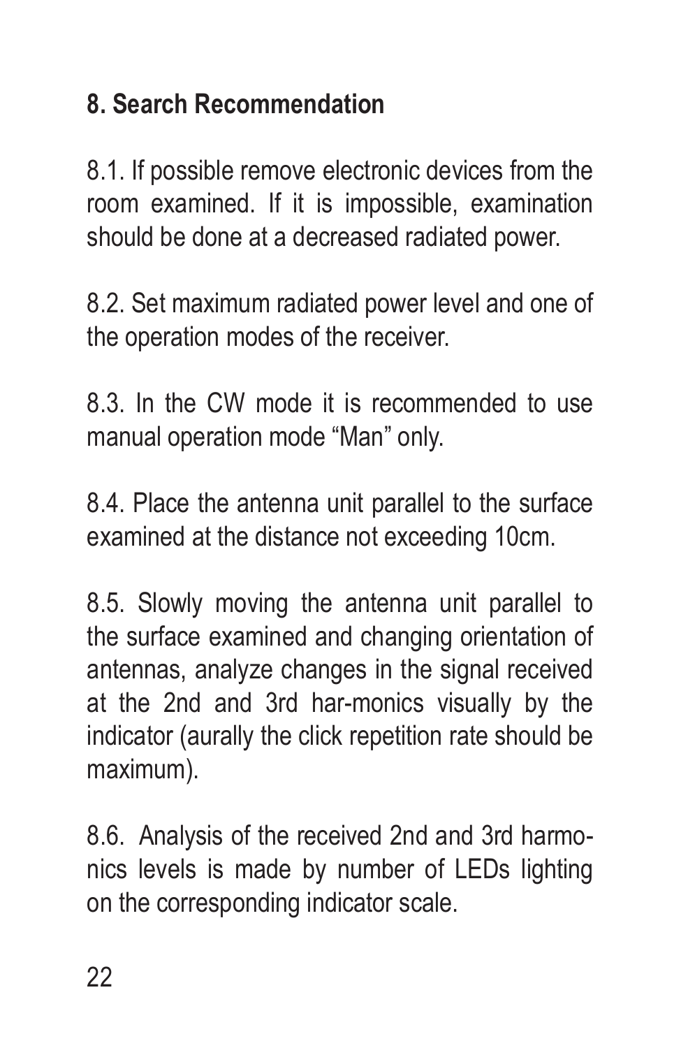## 8. Search Recommendation

8.1. If possible remove electronic devices from the room examined. If it is impossible, examination should be done at a decreased radiated power.

8.2. Set maximum radiated power level and one of the operation modes of the receiver.

8.3. In the CW mode it is recommended to use manual operation mode “Man” only.

8.4. Place the antenna unit parallel to the surface examined at the distance not exceeding 10cm.

8.5. Slowly moving the antenna unit parallel to the surface examined and changing orientation of antennas, analyze changes in the signal received at the 2nd and 3rd har-monics visually by the indicator (aurally the click repetition rate should be maximum).

8.6. Analysis of the received 2nd and 3rd harmonics levels is made by number of LEDs lighting on the corresponding indicator scale.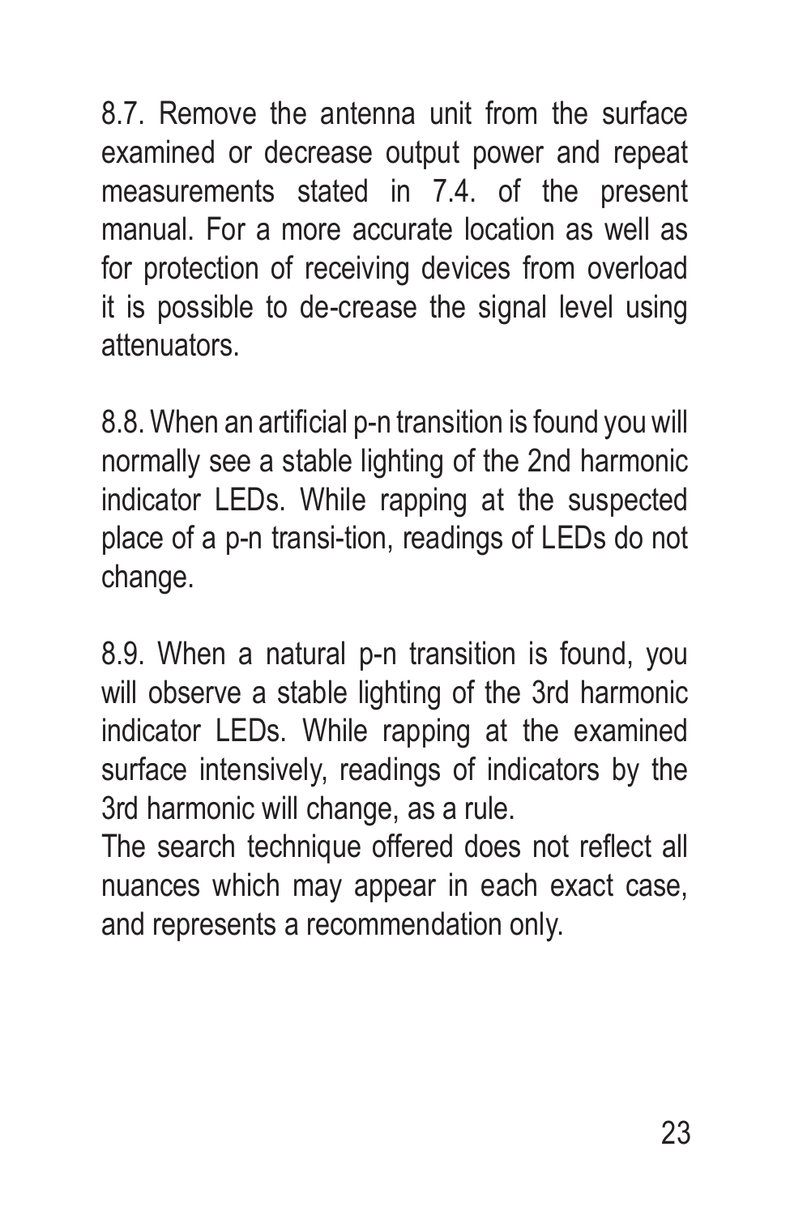8.7. Remove the antenna unit from the surface examined or decrease output power and repeat measurements stated in 7.4. of the present manual. For a more accurate location as well as for protection of receiving devices from overload it is possible to de-crease the signal level using attenuators.

8.8. When an artificial p-n transition is found you will normally see a stable lighting of the 2nd harmonic indicator LEDs. While rapping at the suspected place of a p-n transi-tion, readings of LEDs do not change.

8.9. When a natural p-n transition is found, you will observe a stable lighting of the 3rd harmonic indicator LEDs. While rapping at the examined surface intensively, readings of indicators by the 3rd harmonic will change, as a rule.

The search technique offered does not reflect all nuances which may appear in each exact case, and represents a recommendation only.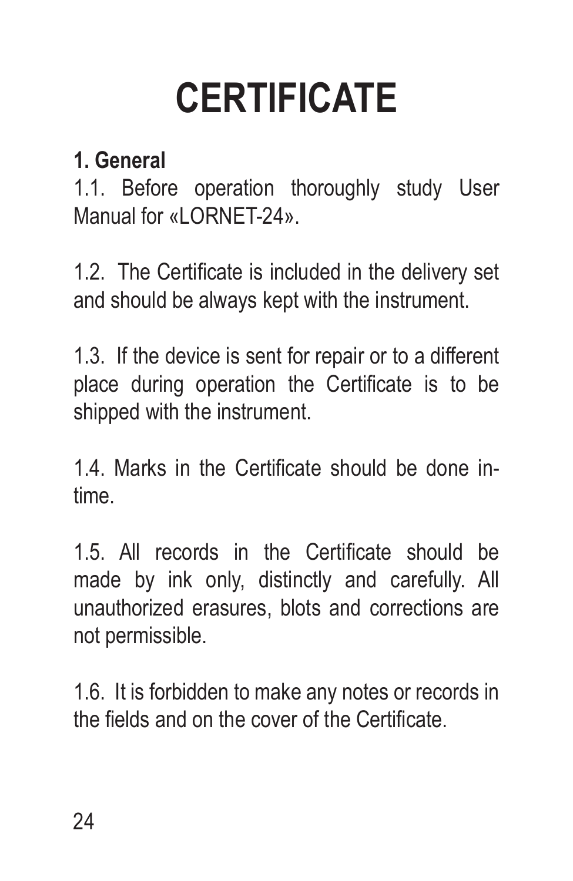# CERTIFICATE

## 1. General

1.1. Before operation thoroughly study User Manual for «LORNET-24».

1.2. The Certificate is included in the delivery set and should be always kept with the instrument.

1.3. If the device is sent for repair or to a different place during operation the Certificate is to be shipped with the instrument.

1.4. Marks in the Certificate should be done in-time.

1.5. All records in the Certificate should be made by ink only, distinctly and carefully. All unauthorized erasures, blots and corrections are not permissible.

1.6. It is forbidden to make any notes or records in the fields and on the cover of the Certificate.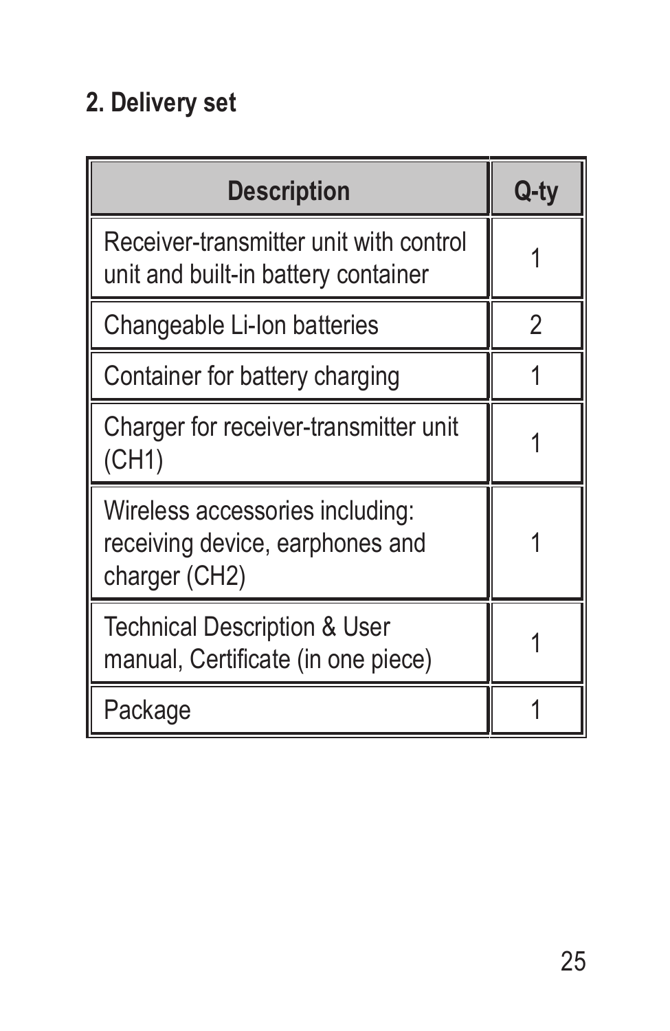## 2. Delivery set

| Description | Q-ty |
|---|---|
| Receiver-transmitter unit with control unit and built-in battery container | 1 |
| Changeable Li-Ion batteries | 2 |
| Container for battery charging | 1 |
| Charger for receiver-transmitter unit (CH1) | 1 |
| Wireless accessories including: receiving device, earphones and charger (CH2) | 1 |
| Technical Description & User manual, Certificate (in one piece) | 1 |
| Package | 1 |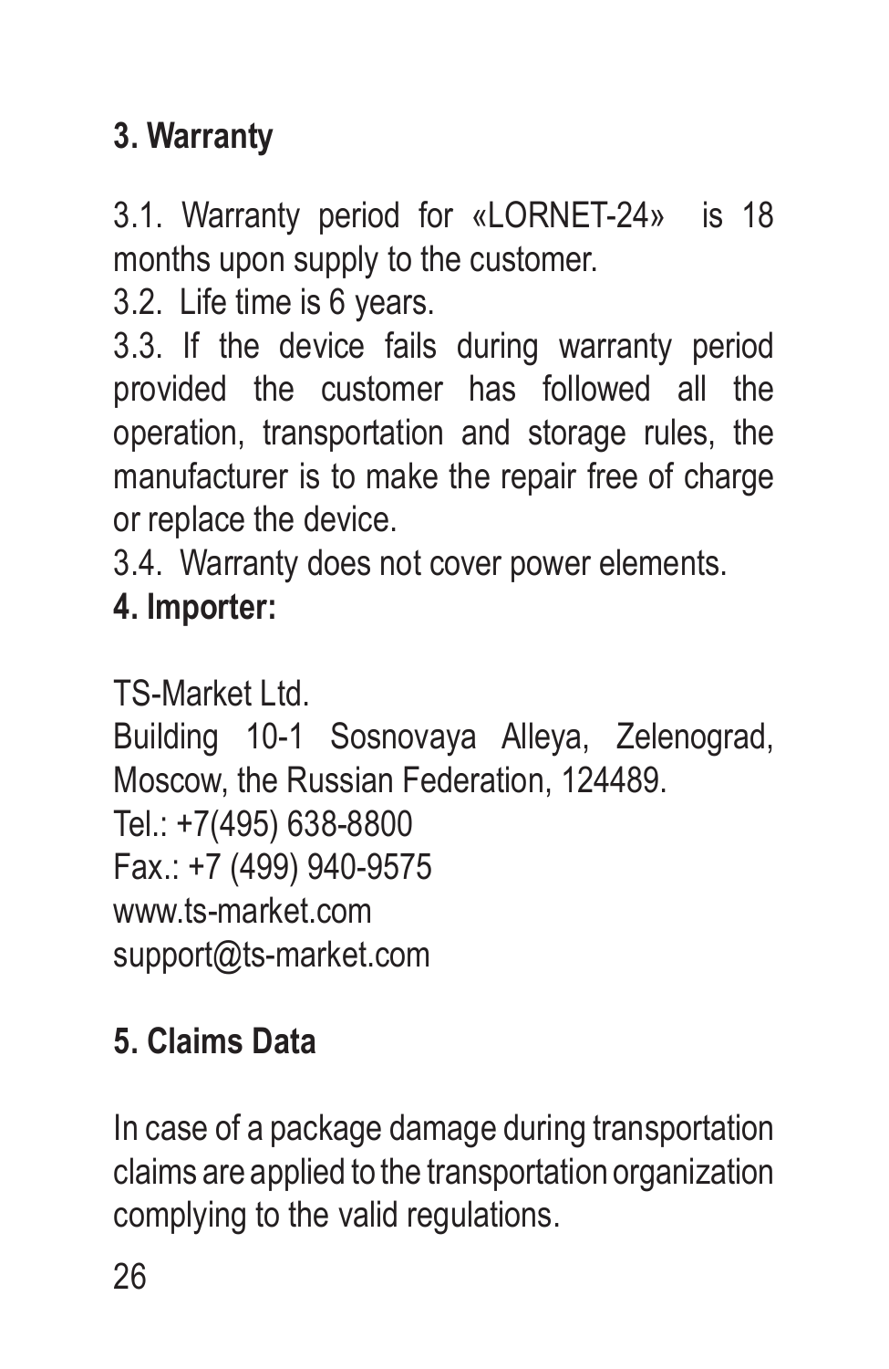## 3. Warranty

3.1. Warranty period for «LORNET-24» is 18 months upon supply to the customer.

3.2. Life time is 6 years.

3.3. If the device fails during warranty period provided the customer has followed all the operation, transportation and storage rules, the manufacturer is to make the repair free of charge or replace the device.

3.4. Warranty does not cover power elements.

## 4. Importer:

TS-Market Ltd.
Building 10-1 Sosnovaya Alleya, Zelenograd, Moscow, the Russian Federation, 124489.
Tel.: +7(495) 638-8800
Fax.: +7 (499) 940-9575
www.ts-market.com
support@ts-market.com

## 5. Claims Data

In case of a package damage during transportation claims are applied to the transportation organization complying to the valid regulations.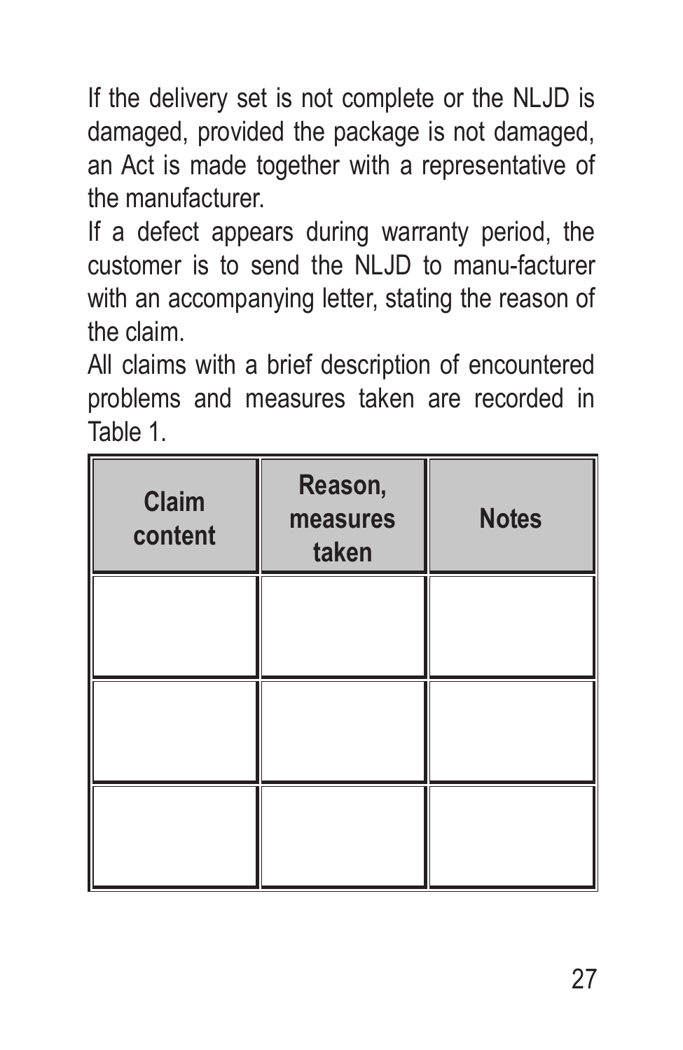If the delivery set is not complete or the NLJD is damaged, provided the package is not damaged, an Act is made together with a representative of the manufacturer.

If a defect appears during warranty period, the customer is to send the NLJD to manu-facturer with an accompanying letter, stating the reason of the claim.

All claims with a brief description of encountered problems and measures taken are recorded in Table 1.

| Claim content | Reason, measures taken | Notes |
|---|---|---|
| | | |
| | | |
| | | |